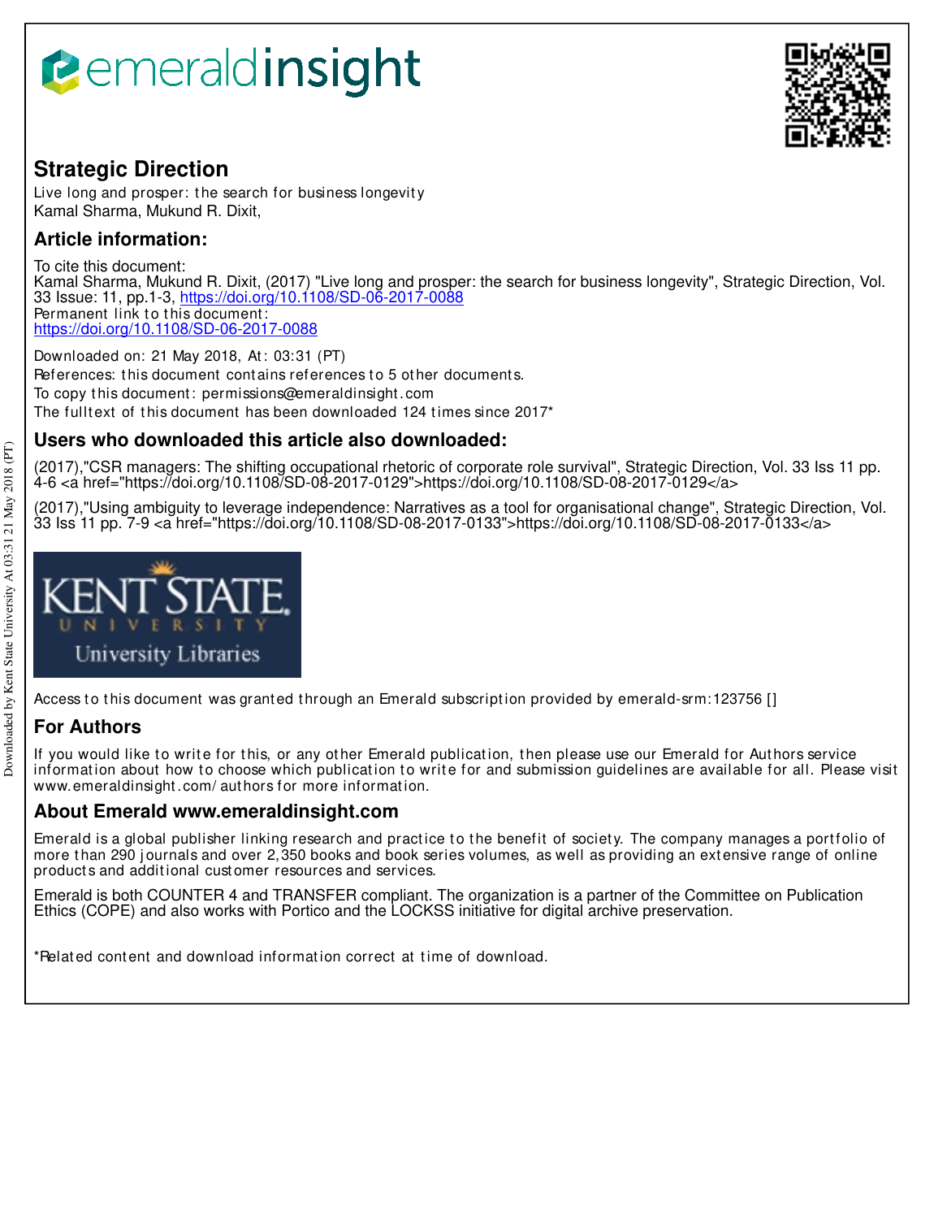# Strategic Direction

Live long and prosper: the search for business longevity
Kamal Sharma, Mukund R. Dixit,

## Article information:

To cite this document:
Kamal Sharma, Mukund R. Dixit, (2017) "Live long and prosper: the search for business longevity", Strategic Direction, Vol. 33 Issue: 11, pp.1-3, https://doi.org/10.1108/SD-06-2017-0088
Permanent link to this document:
https://doi.org/10.1108/SD-06-2017-0088

Downloaded on: 21 May 2018, At: 03:31 (PT)
References: this document contains references to 5 other documents.
To copy this document: permissions@emeraldinsight.com
The fulltext of this document has been downloaded 124 times since 2017*

## Users who downloaded this article also downloaded:

(2017),"CSR managers: The shifting occupational rhetoric of corporate role survival", Strategic Direction, Vol. 33 Iss 11 pp. 4-6 <a href="https://doi.org/10.1108/SD-08-2017-0129">https://doi.org/10.1108/SD-08-2017-0129</a>

(2017),"Using ambiguity to leverage independence: Narratives as a tool for organisational change", Strategic Direction, Vol. 33 Iss 11 pp. 7-9 <a href="https://doi.org/10.1108/SD-08-2017-0133">https://doi.org/10.1108/SD-08-2017-0133</a>

Access to this document was granted through an Emerald subscription provided by emerald-srm:123756 []

## For Authors

If you would like to write for this, or any other Emerald publication, then please use our Emerald for Authors service information about how to choose which publication to write for and submission guidelines are available for all. Please visit www.emeraldinsight.com/authors for more information.

## About Emerald www.emeraldinsight.com

Emerald is a global publisher linking research and practice to the benefit of society. The company manages a portfolio of more than 290 journals and over 2,350 books and book series volumes, as well as providing an extensive range of online products and additional customer resources and services.

Emerald is both COUNTER 4 and TRANSFER compliant. The organization is a partner of the Committee on Publication Ethics (COPE) and also works with Portico and the LOCKSS initiative for digital archive preservation.

*Related content and download information correct at time of download.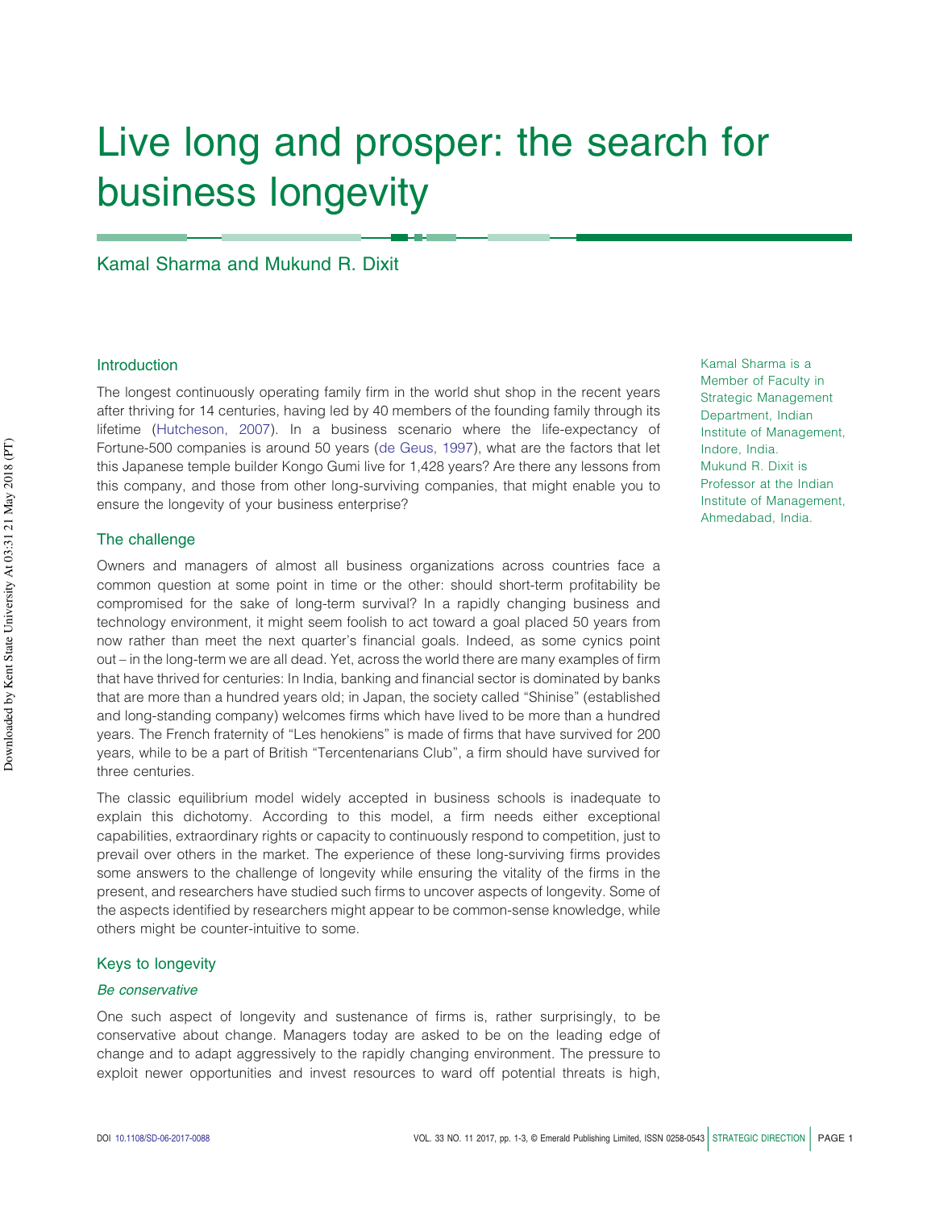# Live long and prosper: the search for business longevity

## Kamal Sharma and Mukund R. Dixit

Kamal Sharma is a Member of Faculty in Strategic Management Department, Indian Institute of Management, Indore, India. Mukund R. Dixit is Professor at the Indian Institute of Management, Ahmedabad, India.

### Introduction

The longest continuously operating family firm in the world shut shop in the recent years after thriving for 14 centuries, having led by 40 members of the founding family through its lifetime (Hutcheson, 2007). In a business scenario where the life-expectancy of Fortune-500 companies is around 50 years (de Geus, 1997), what are the factors that let this Japanese temple builder Kongo Gumi live for 1,428 years? Are there any lessons from this company, and those from other long-surviving companies, that might enable you to ensure the longevity of your business enterprise?

### The challenge

Owners and managers of almost all business organizations across countries face a common question at some point in time or the other: should short-term profitability be compromised for the sake of long-term survival? In a rapidly changing business and technology environment, it might seem foolish to act toward a goal placed 50 years from now rather than meet the next quarter's financial goals. Indeed, as some cynics point out – in the long-term we are all dead. Yet, across the world there are many examples of firm that have thrived for centuries: In India, banking and financial sector is dominated by banks that are more than a hundred years old; in Japan, the society called "Shinise" (established and long-standing company) welcomes firms which have lived to be more than a hundred years. The French fraternity of "Les henokiens" is made of firms that have survived for 200 years, while to be a part of British "Tercentenarians Club", a firm should have survived for three centuries.

The classic equilibrium model widely accepted in business schools is inadequate to explain this dichotomy. According to this model, a firm needs either exceptional capabilities, extraordinary rights or capacity to continuously respond to competition, just to prevail over others in the market. The experience of these long-surviving firms provides some answers to the challenge of longevity while ensuring the vitality of the firms in the present, and researchers have studied such firms to uncover aspects of longevity. Some of the aspects identified by researchers might appear to be common-sense knowledge, while others might be counter-intuitive to some.

### Keys to longevity

#### *Be conservative*

One such aspect of longevity and sustenance of firms is, rather surprisingly, to be conservative about change. Managers today are asked to be on the leading edge of change and to adapt aggressively to the rapidly changing environment. The pressure to exploit newer opportunities and invest resources to ward off potential threats is high,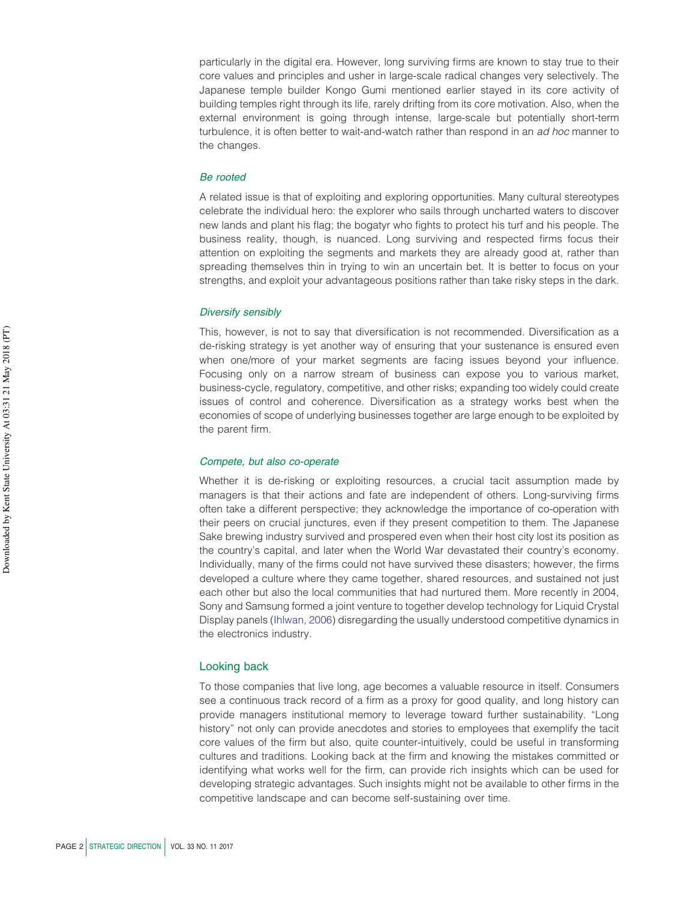particularly in the digital era. However, long surviving firms are known to stay true to their core values and principles and usher in large-scale radical changes very selectively. The Japanese temple builder Kongo Gumi mentioned earlier stayed in its core activity of building temples right through its life, rarely drifting from its core motivation. Also, when the external environment is going through intense, large-scale but potentially short-term turbulence, it is often better to wait-and-watch rather than respond in an *ad hoc* manner to the changes.

### *Be rooted*

A related issue is that of exploiting and exploring opportunities. Many cultural stereotypes celebrate the individual hero: the explorer who sails through uncharted waters to discover new lands and plant his flag; the bogatyr who fights to protect his turf and his people. The business reality, though, is nuanced. Long surviving and respected firms focus their attention on exploiting the segments and markets they are already good at, rather than spreading themselves thin in trying to win an uncertain bet. It is better to focus on your strengths, and exploit your advantageous positions rather than take risky steps in the dark.

### *Diversify sensibly*

This, however, is not to say that diversification is not recommended. Diversification as a de-risking strategy is yet another way of ensuring that your sustenance is ensured even when one/more of your market segments are facing issues beyond your influence. Focusing only on a narrow stream of business can expose you to various market, business-cycle, regulatory, competitive, and other risks; expanding too widely could create issues of control and coherence. Diversification as a strategy works best when the economies of scope of underlying businesses together are large enough to be exploited by the parent firm.

### *Compete, but also co-operate*

Whether it is de-risking or exploiting resources, a crucial tacit assumption made by managers is that their actions and fate are independent of others. Long-surviving firms often take a different perspective; they acknowledge the importance of co-operation with their peers on crucial junctures, even if they present competition to them. The Japanese Sake brewing industry survived and prospered even when their host city lost its position as the country's capital, and later when the World War devastated their country's economy. Individually, many of the firms could not have survived these disasters; however, the firms developed a culture where they came together, shared resources, and sustained not just each other but also the local communities that had nurtured them. More recently in 2004, Sony and Samsung formed a joint venture to together develop technology for Liquid Crystal Display panels (Ihlwan, 2006) disregarding the usually understood competitive dynamics in the electronics industry.

## Looking back

To those companies that live long, age becomes a valuable resource in itself. Consumers see a continuous track record of a firm as a proxy for good quality, and long history can provide managers institutional memory to leverage toward further sustainability. "Long history" not only can provide anecdotes and stories to employees that exemplify the tacit core values of the firm but also, quite counter-intuitively, could be useful in transforming cultures and traditions. Looking back at the firm and knowing the mistakes committed or identifying what works well for the firm, can provide rich insights which can be used for developing strategic advantages. Such insights might not be available to other firms in the competitive landscape and can become self-sustaining over time.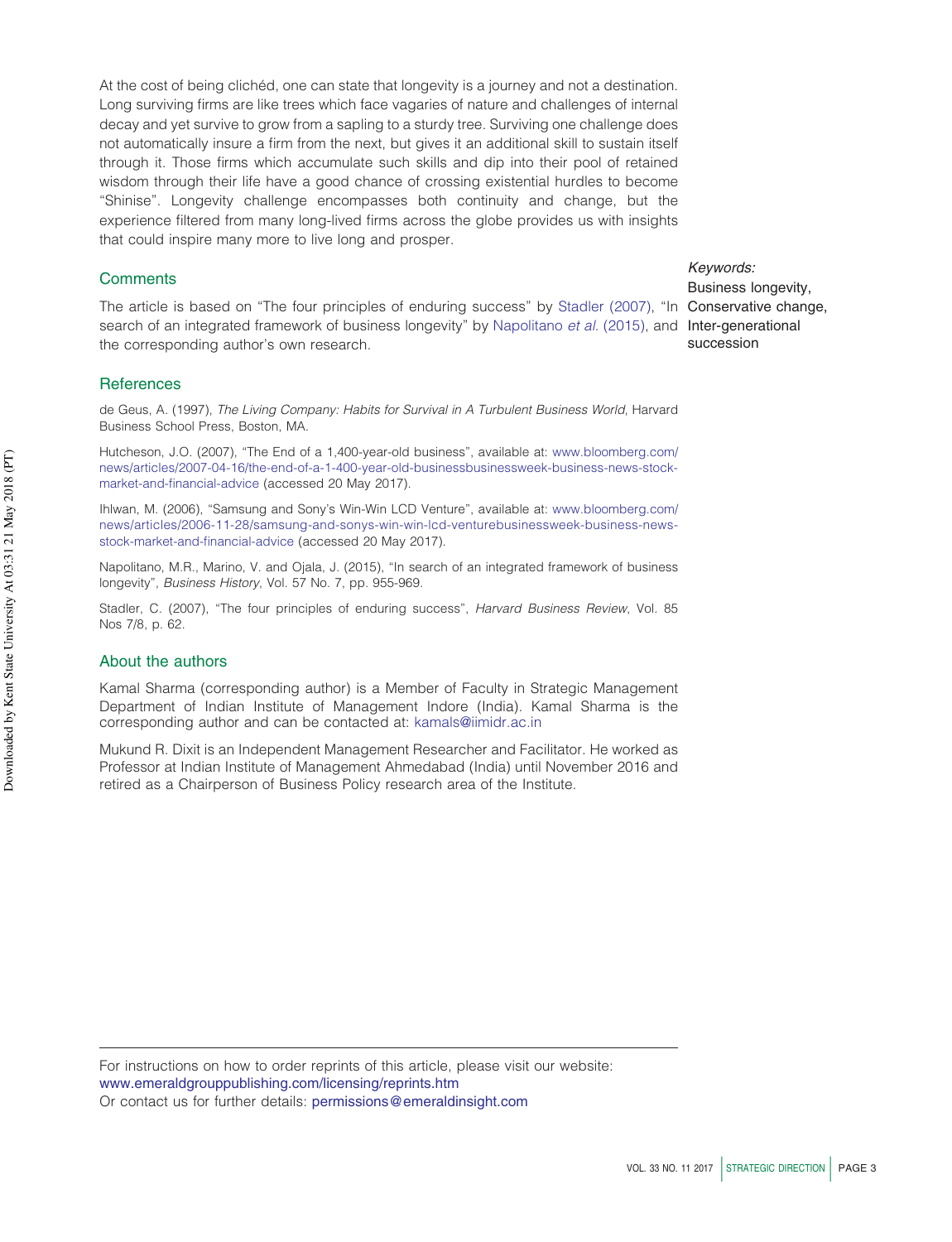At the cost of being clichéd, one can state that longevity is a journey and not a destination. Long surviving firms are like trees which face vagaries of nature and challenges of internal decay and yet survive to grow from a sapling to a sturdy tree. Surviving one challenge does not automatically insure a firm from the next, but gives it an additional skill to sustain itself through it. Those firms which accumulate such skills and dip into their pool of retained wisdom through their life have a good chance of crossing existential hurdles to become "Shinise". Longevity challenge encompasses both continuity and change, but the experience filtered from many long-lived firms across the globe provides us with insights that could inspire many more to live long and prosper.

## Comments

The article is based on "The four principles of enduring success" by Stadler (2007), "In search of an integrated framework of business longevity" by Napolitano *et al.* (2015), and the corresponding author's own research.

*Keywords:*
Business longevity,
Conservative change,
Inter-generational succession

## References

de Geus, A. (1997), *The Living Company: Habits for Survival in A Turbulent Business World*, Harvard Business School Press, Boston, MA.

Hutcheson, J.O. (2007), "The End of a 1,400-year-old business", available at: www.bloomberg.com/news/articles/2007-04-16/the-end-of-a-1-400-year-old-businessbusinessweek-business-news-stock-market-and-financial-advice (accessed 20 May 2017).

Ihlwan, M. (2006), "Samsung and Sony's Win-Win LCD Venture", available at: www.bloomberg.com/news/articles/2006-11-28/samsung-and-sonys-win-win-lcd-venturebusinessweek-business-news-stock-market-and-financial-advice (accessed 20 May 2017).

Napolitano, M.R., Marino, V. and Ojala, J. (2015), "In search of an integrated framework of business longevity", *Business History*, Vol. 57 No. 7, pp. 955-969.

Stadler, C. (2007), "The four principles of enduring success", *Harvard Business Review*, Vol. 85 Nos 7/8, p. 62.

## About the authors

Kamal Sharma (corresponding author) is a Member of Faculty in Strategic Management Department of Indian Institute of Management Indore (India). Kamal Sharma is the corresponding author and can be contacted at: kamals@iimidr.ac.in

Mukund R. Dixit is an Independent Management Researcher and Facilitator. He worked as Professor at Indian Institute of Management Ahmedabad (India) until November 2016 and retired as a Chairperson of Business Policy research area of the Institute.

For instructions on how to order reprints of this article, please visit our website:
www.emeraldgrouppublishing.com/licensing/reprints.htm
Or contact us for further details: permissions@emeraldinsight.com